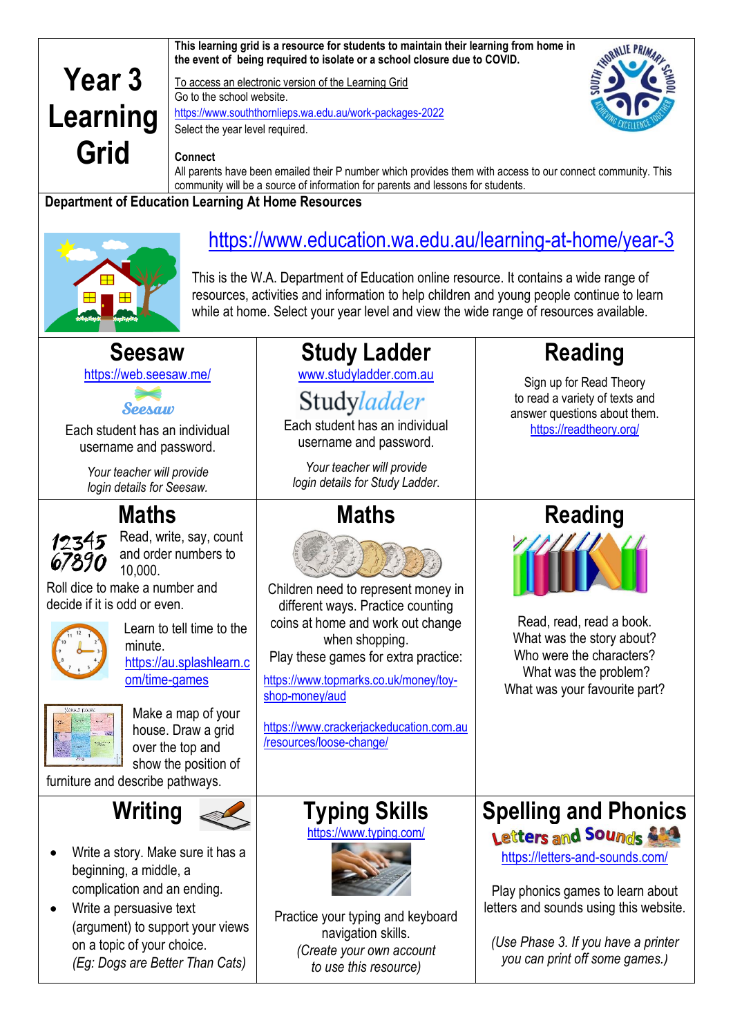# Year 3 Learning Grid

**This learning grid is a resource for students to maintain their learning from home in the event of being required to isolate or a school closure due to COVID.**

To access an electronic version of the Learning Grid
Go to the school website.
https://www.souththornlieps.wa.edu.au/work-packages-2022
Select the year level required.

**Connect**
All parents have been emailed their P number which provides them with access to our connect community. This community will be a source of information for parents and lessons for students.

**Department of Education Learning At Home Resources**

https://www.education.wa.edu.au/learning-at-home/year-3

This is the W.A. Department of Education online resource. It contains a wide range of resources, activities and information to help children and young people continue to learn while at home. Select your year level and view the wide range of resources available.

## Seesaw

https://web.seesaw.me/

Each student has an individual username and password.

*Your teacher will provide login details for Seesaw.*

## Study Ladder

www.studyladder.com.au

Each student has an individual username and password.

*Your teacher will provide login details for Study Ladder.*

## Reading

Sign up for Read Theory to read a variety of texts and answer questions about them.
https://readtheory.org/

## Maths

Read, write, say, count and order numbers to 10,000.

Roll dice to make a number and decide if it is odd or even.

Learn to tell time to the minute.
https://au.splashlearn.com/time-games

Make a map of your house. Draw a grid over the top and show the position of furniture and describe pathways.

## Maths

Children need to represent money in different ways. Practice counting coins at home and work out change when shopping.
Play these games for extra practice:

https://www.topmarks.co.uk/money/toy-shop-money/aud

https://www.crackerjackeducation.com.au/resources/loose-change/

## Reading

Read, read, read a book.
What was the story about?
Who were the characters?
What was the problem?
What was your favourite part?

## Writing

- Write a story. Make sure it has a beginning, a middle, a complication and an ending.
- Write a persuasive text (argument) to support your views on a topic of your choice. (Eg: Dogs are Better Than Cats)

## Typing Skills

https://www.typing.com/

Practice your typing and keyboard navigation skills.
*(Create your own account to use this resource)*

## Spelling and Phonics

Letters and Sounds
https://letters-and-sounds.com/

Play phonics games to learn about letters and sounds using this website.

*(Use Phase 3. If you have a printer you can print off some games.)*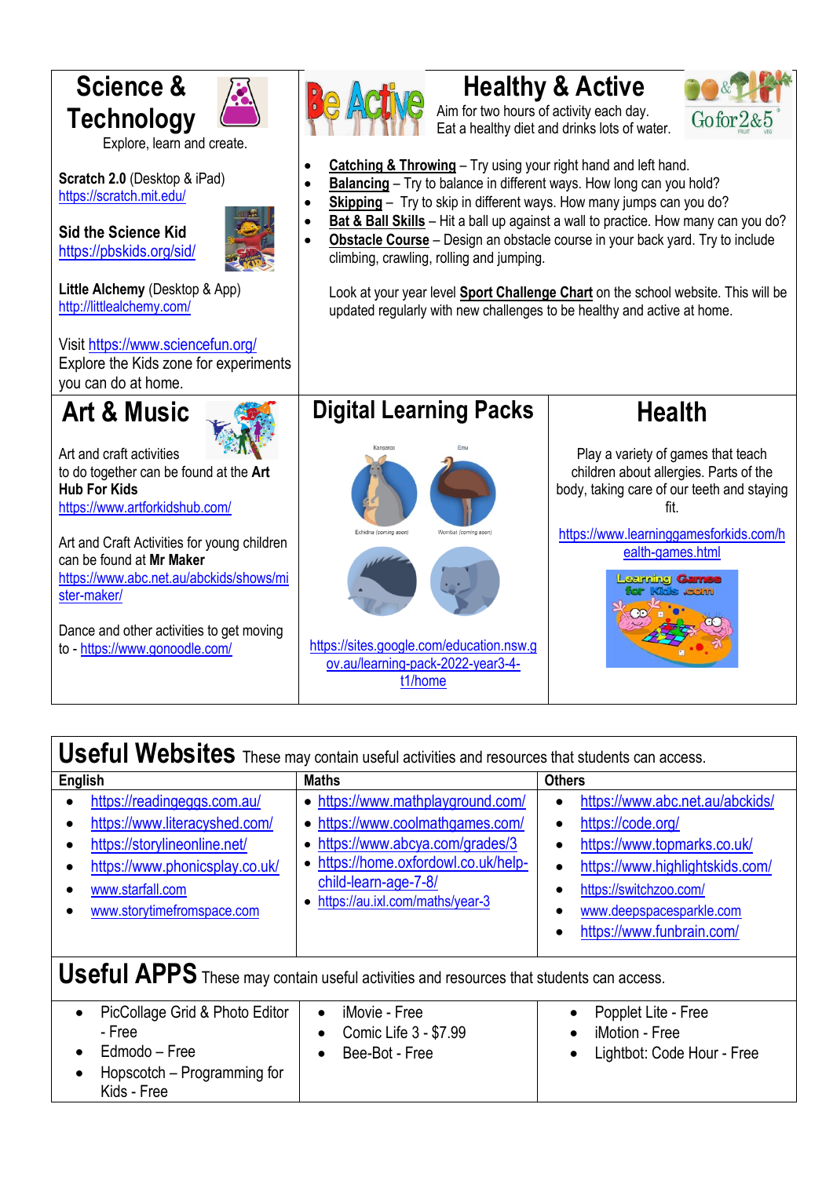## Science & Technology

Explore, learn and create.

**Scratch 2.0** (Desktop & iPad)
https://scratch.mit.edu/

**Sid the Science Kid**
https://pbskids.org/sid/

**Little Alchemy** (Desktop & App)
http://littlealchemy.com/

Visit https://www.sciencefun.org/
Explore the Kids zone for experiments you can do at home.

## Healthy & Active

Be Active

Aim for two hours of activity each day.
Eat a healthy diet and drinks lots of water.

Go for 2&5

- **Catching & Throwing** – Try using your right hand and left hand.
- **Balancing** – Try to balance in different ways. How long can you hold?
- **Skipping** – Try to skip in different ways. How many jumps can you do?
- **Bat & Ball Skills** – Hit a ball up against a wall to practice. How many can you do?
- **Obstacle Course** – Design an obstacle course in your back yard. Try to include climbing, crawling, rolling and jumping.

Look at your year level **Sport Challenge Chart** on the school website. This will be updated regularly with new challenges to be healthy and active at home.

## Art & Music

Art and craft activities to do together can be found at the **Art Hub For Kids**
https://www.artforkidshub.com/

Art and Craft Activities for young children can be found at **Mr Maker**
https://www.abc.net.au/abckids/shows/mister-maker/

Dance and other activities to get moving to - https://www.gonoodle.com/

## Digital Learning Packs

Kangaroo
Emu
Echidna (coming soon)
Wombat (coming soon)

https://sites.google.com/education.nsw.gov.au/learning-pack-2022-year3-4-t1/home

## Health

Play a variety of games that teach children about allergies. Parts of the body, taking care of our teeth and staying fit.

https://www.learninggamesforkids.com/health-games.html

Learning Games for Kids .com

## Useful Websites

These may contain useful activities and resources that students can access.

| English | Maths | Others |
|---|---|---|
| • https://readingeggs.com.au/<br>• https://www.literacyshed.com/<br>• https://storylineonline.net/<br>• https://www.phonicsplay.co.uk/<br>• www.starfall.com<br>• www.storytimefromspace.com | • https://www.mathplayground.com/<br>• https://www.coolmathgames.com/<br>• https://www.abcya.com/grades/3<br>• https://home.oxfordowl.co.uk/help-child-learn-age-7-8/<br>• https://au.ixl.com/maths/year-3 | • https://www.abc.net.au/abckids/<br>• https://code.org/<br>• https://www.topmarks.co.uk/<br>• https://www.highlightskids.com/<br>• https://switchzoo.com/<br>• www.deepspacesparkle.com<br>• https://www.funbrain.com/ |

## Useful APPS

These may contain useful activities and resources that students can access.

| | | |
|---|---|---|
| • PicCollage Grid & Photo Editor - Free<br>• Edmodo – Free<br>• Hopscotch – Programming for Kids - Free | • iMovie - Free<br>• Comic Life 3 - $7.99<br>• Bee-Bot - Free | • Popplet Lite - Free<br>• iMotion - Free<br>• Lightbot: Code Hour - Free |